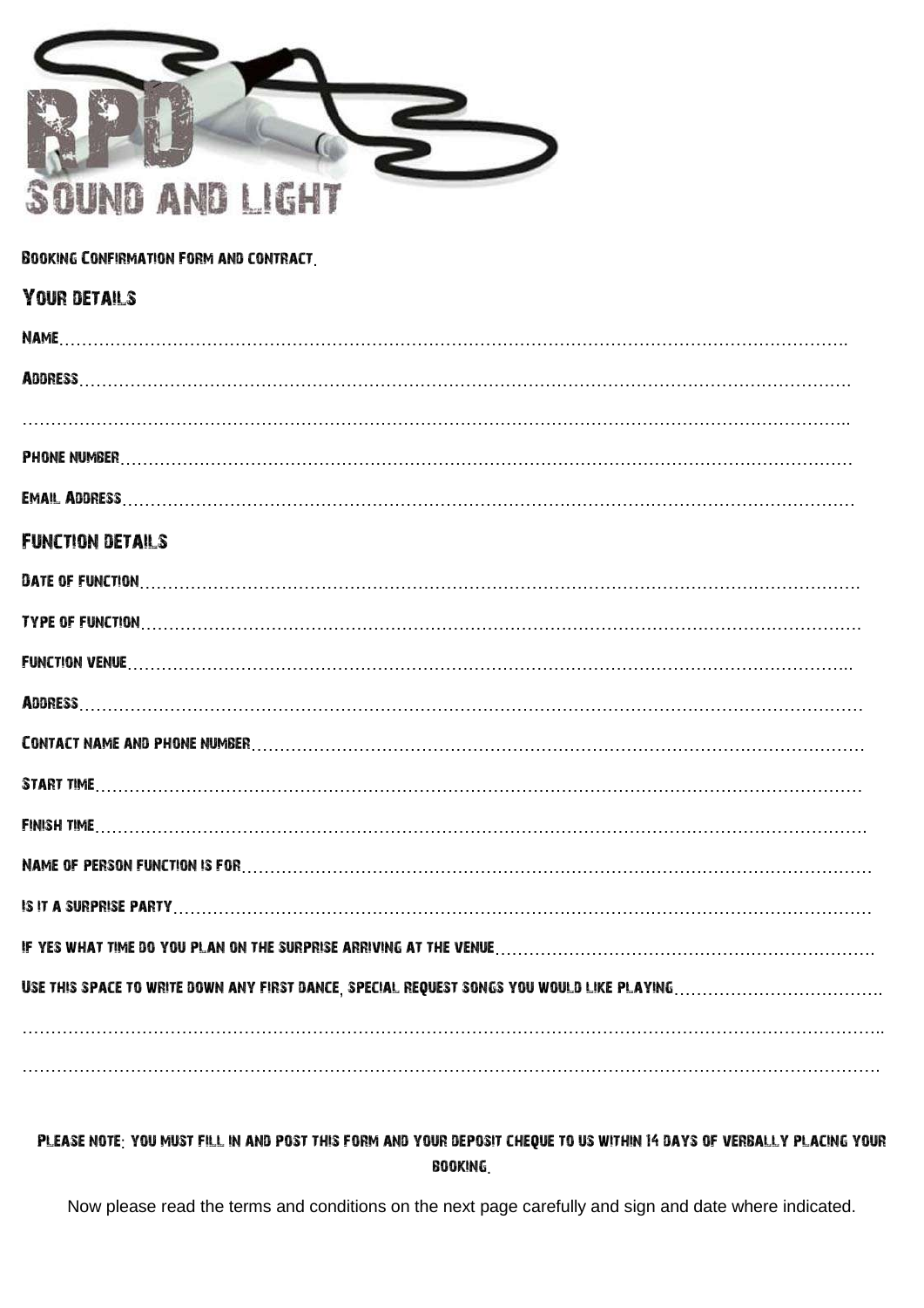# RPD SOUND AND LIGHT

Booking Confirmation Form and contract.

## Your details

Name……………………………………………………………………………………………………………………….

Address…………………………………………………………………………………………………………………….

…………………………………………………………………………………………………………………………….

Phone number……………………………………………………………………………………………………………

Email Address……………………………………………………………………………………………………………

## Function details

Date of function…………………………………………………………………………………………………………….

Type of function……………………………………………………………………………………………………………

Function venue…………………………………………………………………………………………………………..

Address……………………………………………………………………………………………………………………

Contact name and phone number………………………………………………………………………………………

Start time………………………………………………………………………………………………………………….

Finish time………………………………………………………………………………………………………………….

Name of person function is for………………………………………………………………………………………….

Is it a surprise party………………………………………………………………………………………………………

If yes what time do you plan on the surprise arriving at the venue………………………………………………………

Use this space to write down any first dance, special request songs you would like playing……………………………….

……………………………………………………………………………………………………………………………..

…………………………………………………………………………………………………………………………….

**Please note: you must fill in and post this form and your deposit cheque to us within 14 days of verbally placing your booking.**

Now please read the terms and conditions on the next page carefully and sign and date where indicated.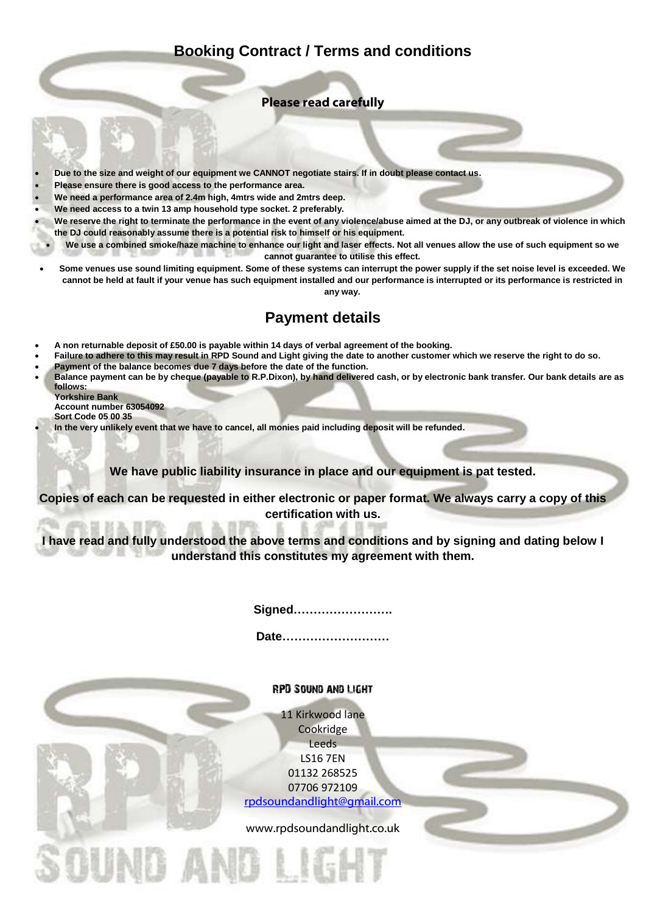# Booking Contract / Terms and conditions

**Please read carefully**

- **Due to the size and weight of our equipment we CANNOT negotiate stairs. If in doubt please contact us.**
- **Please ensure there is good access to the performance area.**
- **We need a performance area of 2.4m high, 4mtrs wide and 2mtrs deep.**
- **We need access to a twin 13 amp household type socket. 2 preferably.**
- **We reserve the right to terminate the performance in the event of any violence/abuse aimed at the DJ, or any outbreak of violence in which the DJ could reasonably assume there is a potential risk to himself or his equipment.**
- **We use a combined smoke/haze machine to enhance our light and laser effects. Not all venues allow the use of such equipment so we cannot guarantee to utilise this effect.**
- **Some venues use sound limiting equipment. Some of these systems can interrupt the power supply if the set noise level is exceeded. We cannot be held at fault if your venue has such equipment installed and our performance is interrupted or its performance is restricted in any way.**

## Payment details

- **A non returnable deposit of £50.00 is payable within 14 days of verbal agreement of the booking.**
- **Failure to adhere to this may result in RPD Sound and Light giving the date to another customer which we reserve the right to do so.**
- **Payment of the balance becomes due 7 days before the date of the function.**
- **Balance payment can be by cheque (payable to R.P.Dixon), by hand delivered cash, or by electronic bank transfer. Our bank details are as follows:**
  **Yorkshire Bank**
  **Account number 63054092**
  **Sort Code 05 00 35**
- **In the very unlikely event that we have to cancel, all monies paid including deposit will be refunded.**

**We have public liability insurance in place and our equipment is pat tested.**

**Copies of each can be requested in either electronic or paper format. We always carry a copy of this certification with us.**

**I have read and fully understood the above terms and conditions and by signing and dating below I understand this constitutes my agreement with them.**

**Signed…………………….**

**Date………………………**

**RPD Sound and Light**

11 Kirkwood lane
Cookridge
Leeds
LS16 7EN
01132 268525
07706 972109
rpdsoundandlight@gmail.com

www.rpdsoundandlight.co.uk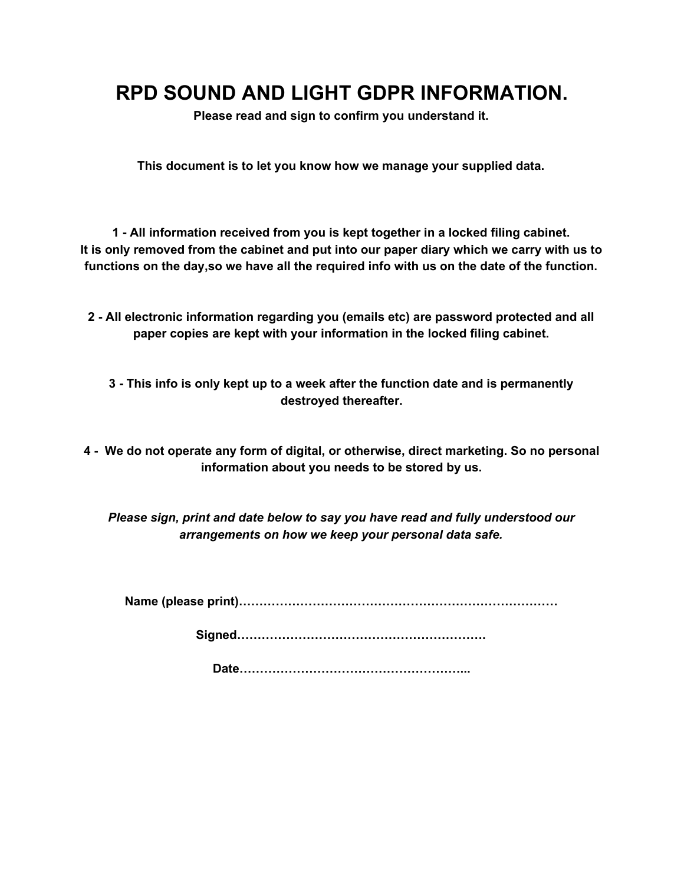# RPD SOUND AND LIGHT GDPR INFORMATION.

**Please read and sign to confirm you understand it.**

**This document is to let you know how we manage your supplied data.**

**1 - All information received from you is kept together in a locked filing cabinet. It is only removed from the cabinet and put into our paper diary which we carry with us to functions on the day,so we have all the required info with us on the date of the function.**

**2 - All electronic information regarding you (emails etc) are password protected and all paper copies are kept with your information in the locked filing cabinet.**

**3 - This info is only kept up to a week after the function date and is permanently destroyed thereafter.**

**4 - We do not operate any form of digital, or otherwise, direct marketing. So no personal information about you needs to be stored by us.**

***Please sign, print and date below to say you have read and fully understood our arrangements on how we keep your personal data safe.***

**Name (please print)……………………………………………………………………**

**Signed…………………………………………………….**

**Date………………………………………………...**